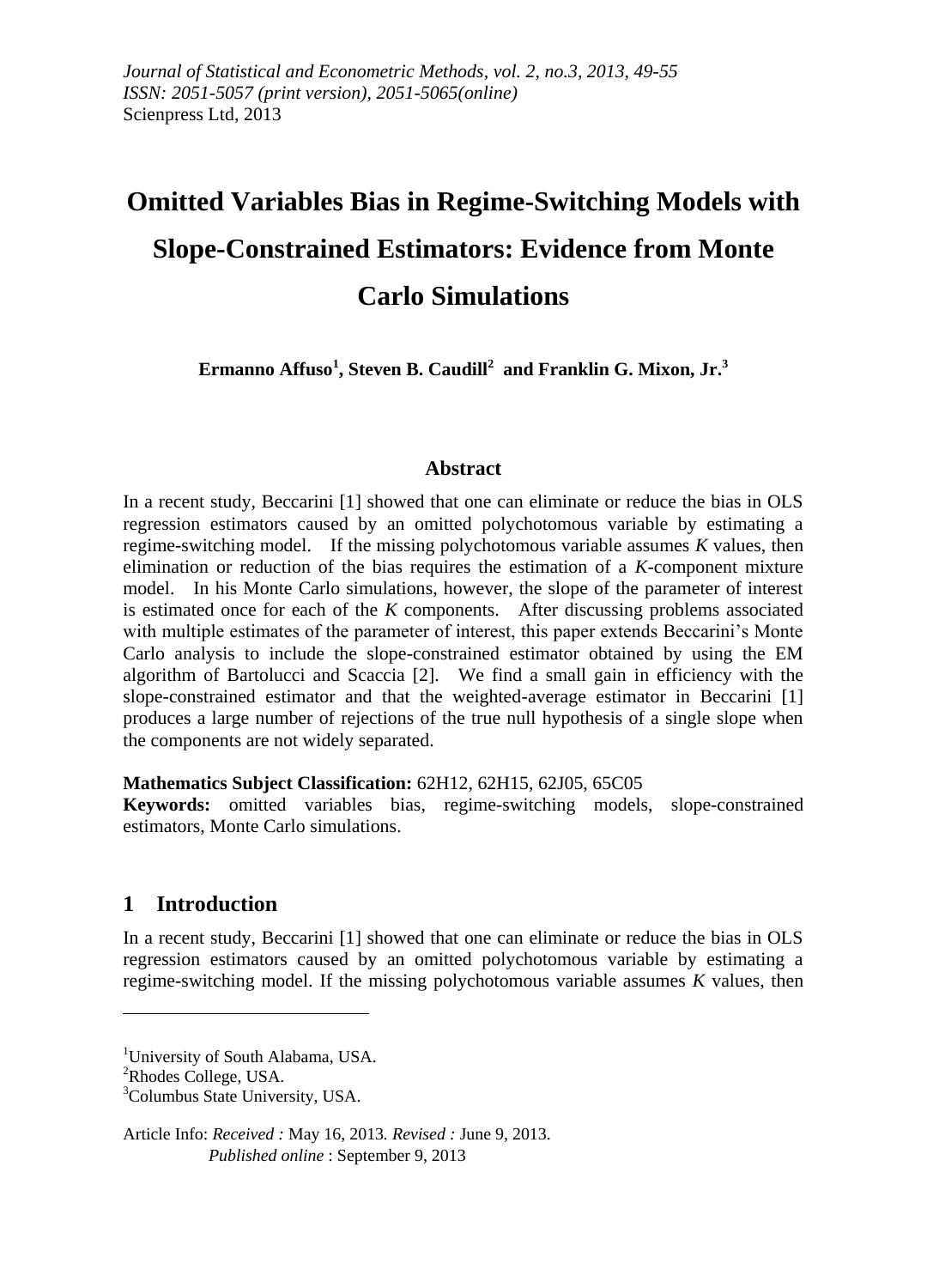# Omitted Variables Bias in Regime-Switching Models with Slope-Constrained Estimators: Evidence from Monte Carlo Simulations

**Ermanno Affuso[1], Steven B. Caudill[2] and Franklin G. Mixon, Jr.[3]**

## Abstract

In a recent study, Beccarini [1] showed that one can eliminate or reduce the bias in OLS regression estimators caused by an omitted polychotomous variable by estimating a regime-switching model. If the missing polychotomous variable assumes *K* values, then elimination or reduction of the bias requires the estimation of a *K*-component mixture model. In his Monte Carlo simulations, however, the slope of the parameter of interest is estimated once for each of the *K* components. After discussing problems associated with multiple estimates of the parameter of interest, this paper extends Beccarini's Monte Carlo analysis to include the slope-constrained estimator obtained by using the EM algorithm of Bartolucci and Scaccia [2]. We find a small gain in efficiency with the slope-constrained estimator and that the weighted-average estimator in Beccarini [1] produces a large number of rejections of the true null hypothesis of a single slope when the components are not widely separated.

**Mathematics Subject Classification:** 62H12, 62H15, 62J05, 65C05

**Keywords:** omitted variables bias, regime-switching models, slope-constrained estimators, Monte Carlo simulations.

## 1 Introduction

In a recent study, Beccarini [1] showed that one can eliminate or reduce the bias in OLS regression estimators caused by an omitted polychotomous variable by estimating a regime-switching model. If the missing polychotomous variable assumes *K* values, then

---

[1] University of South Alabama, USA.

[2] Rhodes College, USA.

[3] Columbus State University, USA.

Article Info: *Received :* May 16, 2013. *Revised :* June 9, 2013.
*Published online* : September 9, 2013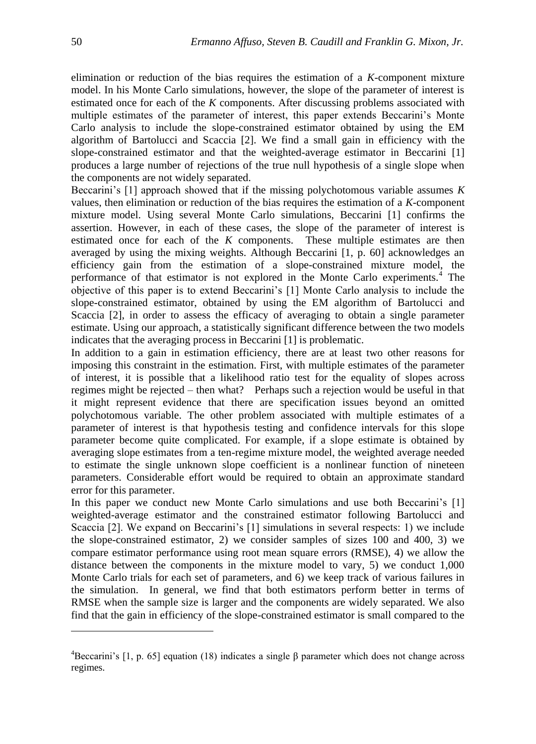elimination or reduction of the bias requires the estimation of a *K*-component mixture model. In his Monte Carlo simulations, however, the slope of the parameter of interest is estimated once for each of the *K* components. After discussing problems associated with multiple estimates of the parameter of interest, this paper extends Beccarini's Monte Carlo analysis to include the slope-constrained estimator obtained by using the EM algorithm of Bartolucci and Scaccia [2]. We find a small gain in efficiency with the slope-constrained estimator and that the weighted-average estimator in Beccarini [1] produces a large number of rejections of the true null hypothesis of a single slope when the components are not widely separated.

Beccarini's [1] approach showed that if the missing polychotomous variable assumes *K* values, then elimination or reduction of the bias requires the estimation of a *K*-component mixture model. Using several Monte Carlo simulations, Beccarini [1] confirms the assertion. However, in each of these cases, the slope of the parameter of interest is estimated once for each of the *K* components. These multiple estimates are then averaged by using the mixing weights. Although Beccarini [1, p. 60] acknowledges an efficiency gain from the estimation of a slope-constrained mixture model, the performance of that estimator is not explored in the Monte Carlo experiments.[4] The objective of this paper is to extend Beccarini's [1] Monte Carlo analysis to include the slope-constrained estimator, obtained by using the EM algorithm of Bartolucci and Scaccia [2], in order to assess the efficacy of averaging to obtain a single parameter estimate. Using our approach, a statistically significant difference between the two models indicates that the averaging process in Beccarini [1] is problematic.

In addition to a gain in estimation efficiency, there are at least two other reasons for imposing this constraint in the estimation. First, with multiple estimates of the parameter of interest, it is possible that a likelihood ratio test for the equality of slopes across regimes might be rejected – then what? Perhaps such a rejection would be useful in that it might represent evidence that there are specification issues beyond an omitted polychotomous variable. The other problem associated with multiple estimates of a parameter of interest is that hypothesis testing and confidence intervals for this slope parameter become quite complicated. For example, if a slope estimate is obtained by averaging slope estimates from a ten-regime mixture model, the weighted average needed to estimate the single unknown slope coefficient is a nonlinear function of nineteen parameters. Considerable effort would be required to obtain an approximate standard error for this parameter.

In this paper we conduct new Monte Carlo simulations and use both Beccarini's [1] weighted-average estimator and the constrained estimator following Bartolucci and Scaccia [2]. We expand on Beccarini's [1] simulations in several respects: 1) we include the slope-constrained estimator, 2) we consider samples of sizes 100 and 400, 3) we compare estimator performance using root mean square errors (RMSE), 4) we allow the distance between the components in the mixture model to vary, 5) we conduct 1,000 Monte Carlo trials for each set of parameters, and 6) we keep track of various failures in the simulation. In general, we find that both estimators perform better in terms of RMSE when the sample size is larger and the components are widely separated. We also find that the gain in efficiency of the slope-constrained estimator is small compared to the

---

[4] Beccarini's [1, p. 65] equation (18) indicates a single $\beta$ parameter which does not change across regimes.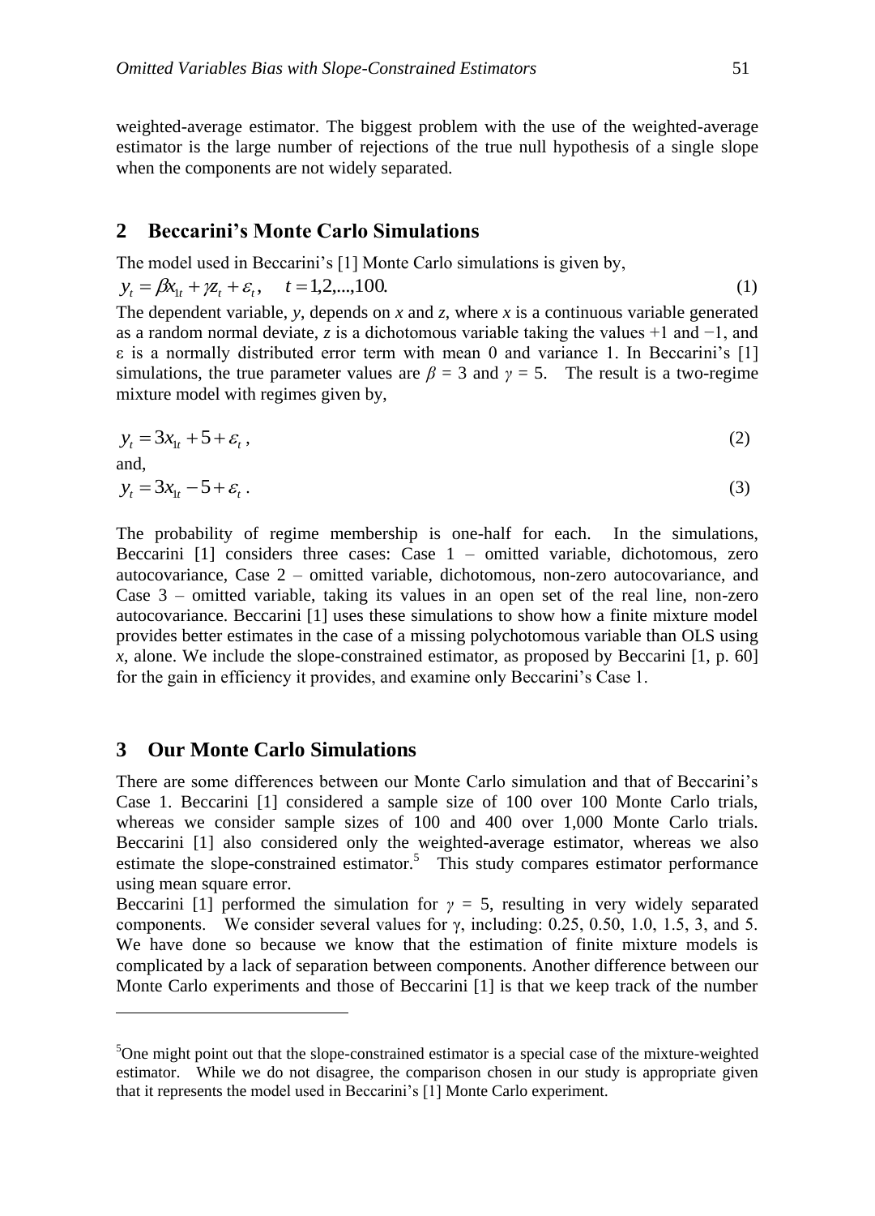weighted-average estimator. The biggest problem with the use of the weighted-average estimator is the large number of rejections of the true null hypothesis of a single slope when the components are not widely separated.

## 2 Beccarini's Monte Carlo Simulations

The model used in Beccarini's [1] Monte Carlo simulations is given by,

$$y_t = \beta x_{1t} + \gamma z_t + \varepsilon_t, \quad t = 1,2,...,100. \tag{1}$$

The dependent variable, *y*, depends on *x* and *z*, where *x* is a continuous variable generated as a random normal deviate, *z* is a dichotomous variable taking the values +1 and −1, and ε is a normally distributed error term with mean 0 and variance 1. In Beccarini's [1] simulations, the true parameter values are $\beta = 3$ and $\gamma = 5$. The result is a two-regime mixture model with regimes given by,

$$y_t = 3x_{1t} + 5 + \varepsilon_t, \tag{2}$$

and,

$$y_t = 3x_{1t} - 5 + \varepsilon_t. \tag{3}$$

The probability of regime membership is one-half for each. In the simulations, Beccarini [1] considers three cases: Case 1 – omitted variable, dichotomous, zero autocovariance, Case 2 – omitted variable, dichotomous, non-zero autocovariance, and Case 3 – omitted variable, taking its values in an open set of the real line, non-zero autocovariance. Beccarini [1] uses these simulations to show how a finite mixture model provides better estimates in the case of a missing polychotomous variable than OLS using *x*, alone. We include the slope-constrained estimator, as proposed by Beccarini [1, p. 60] for the gain in efficiency it provides, and examine only Beccarini's Case 1.

## 3 Our Monte Carlo Simulations

There are some differences between our Monte Carlo simulation and that of Beccarini's Case 1. Beccarini [1] considered a sample size of 100 over 100 Monte Carlo trials, whereas we consider sample sizes of 100 and 400 over 1,000 Monte Carlo trials. Beccarini [1] also considered only the weighted-average estimator, whereas we also estimate the slope-constrained estimator.[5] This study compares estimator performance using mean square error.

Beccarini [1] performed the simulation for $\gamma = 5$, resulting in very widely separated components. We consider several values for γ, including: 0.25, 0.50, 1.0, 1.5, 3, and 5. We have done so because we know that the estimation of finite mixture models is complicated by a lack of separation between components. Another difference between our Monte Carlo experiments and those of Beccarini [1] is that we keep track of the number

---

[5] One might point out that the slope-constrained estimator is a special case of the mixture-weighted estimator. While we do not disagree, the comparison chosen in our study is appropriate given that it represents the model used in Beccarini's [1] Monte Carlo experiment.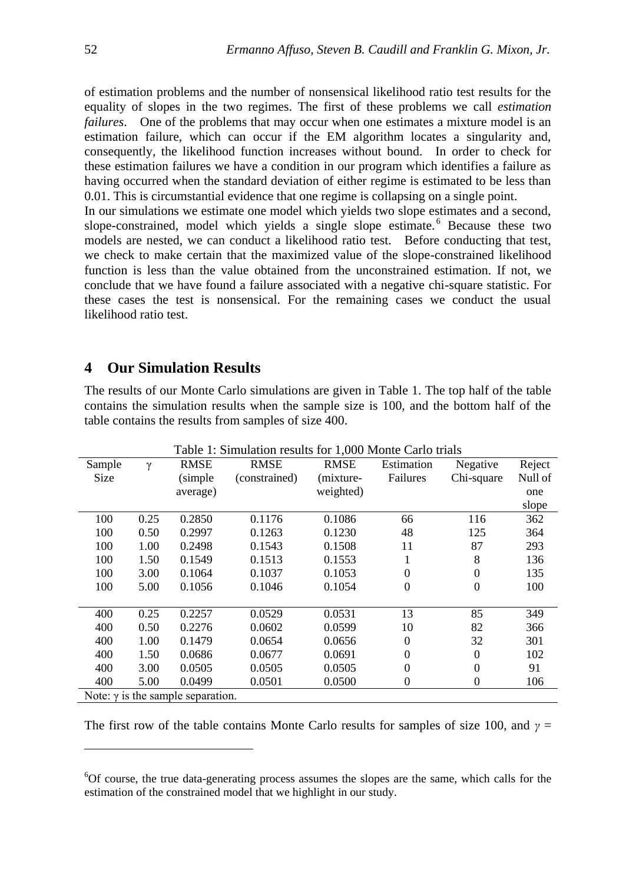of estimation problems and the number of nonsensical likelihood ratio test results for the equality of slopes in the two regimes. The first of these problems we call *estimation failures*. One of the problems that may occur when one estimates a mixture model is an estimation failure, which can occur if the EM algorithm locates a singularity and, consequently, the likelihood function increases without bound. In order to check for these estimation failures we have a condition in our program which identifies a failure as having occurred when the standard deviation of either regime is estimated to be less than 0.01. This is circumstantial evidence that one regime is collapsing on a single point.

In our simulations we estimate one model which yields two slope estimates and a second, slope-constrained, model which yields a single slope estimate.[6] Because these two models are nested, we can conduct a likelihood ratio test. Before conducting that test, we check to make certain that the maximized value of the slope-constrained likelihood function is less than the value obtained from the unconstrained estimation. If not, we conclude that we have found a failure associated with a negative chi-square statistic. For these cases the test is nonsensical. For the remaining cases we conduct the usual likelihood ratio test.

## 4 Our Simulation Results

The results of our Monte Carlo simulations are given in Table 1. The top half of the table contains the simulation results when the sample size is 100, and the bottom half of the table contains the results from samples of size 400.

Table 1: Simulation results for 1,000 Monte Carlo trials

| Sample Size | $\gamma$ | RMSE (simple average) | RMSE (constrained) | RMSE (mixture-weighted) | Estimation Failures | Negative Chi-square | Reject Null of one slope |
|---|---|---|---|---|---|---|---|
| 100 | 0.25 | 0.2850 | 0.1176 | 0.1086 | 66 | 116 | 362 |
| 100 | 0.50 | 0.2997 | 0.1263 | 0.1230 | 48 | 125 | 364 |
| 100 | 1.00 | 0.2498 | 0.1543 | 0.1508 | 11 | 87 | 293 |
| 100 | 1.50 | 0.1549 | 0.1513 | 0.1553 | 1 | 8 | 136 |
| 100 | 3.00 | 0.1064 | 0.1037 | 0.1053 | 0 | 0 | 135 |
| 100 | 5.00 | 0.1056 | 0.1046 | 0.1054 | 0 | 0 | 100 |
| 400 | 0.25 | 0.2257 | 0.0529 | 0.0531 | 13 | 85 | 349 |
| 400 | 0.50 | 0.2276 | 0.0602 | 0.0599 | 10 | 82 | 366 |
| 400 | 1.00 | 0.1479 | 0.0654 | 0.0656 | 0 | 32 | 301 |
| 400 | 1.50 | 0.0686 | 0.0677 | 0.0691 | 0 | 0 | 102 |
| 400 | 3.00 | 0.0505 | 0.0505 | 0.0505 | 0 | 0 | 91 |
| 400 | 5.00 | 0.0499 | 0.0501 | 0.0500 | 0 | 0 | 106 |

Note: $\gamma$ is the sample separation.

The first row of the table contains Monte Carlo results for samples of size 100, and $\gamma$ =

---

[6]Of course, the true data-generating process assumes the slopes are the same, which calls for the estimation of the constrained model that we highlight in our study.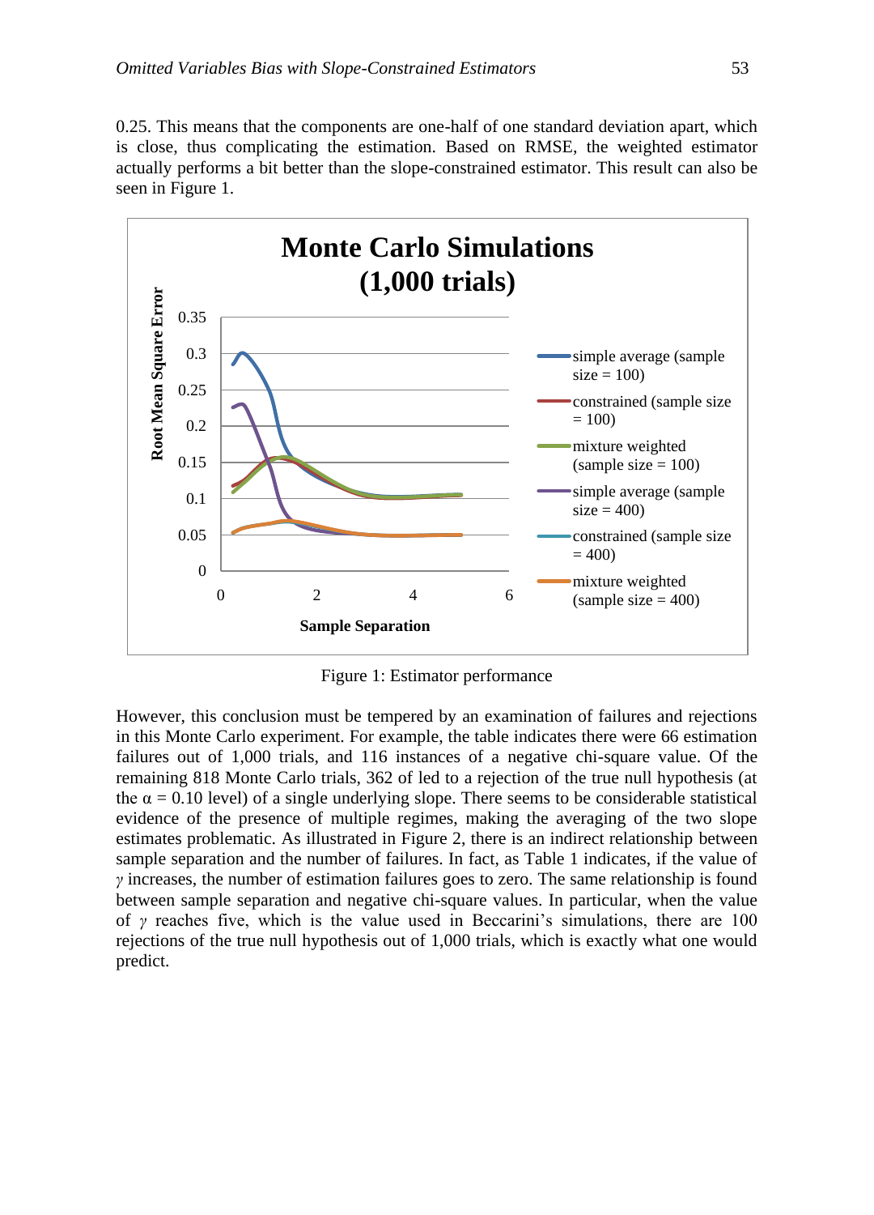0.25. This means that the components are one-half of one standard deviation apart, which is close, thus complicating the estimation. Based on RMSE, the weighted estimator actually performs a bit better than the slope-constrained estimator. This result can also be seen in Figure 1.

Figure 1: Estimator performance

However, this conclusion must be tempered by an examination of failures and rejections in this Monte Carlo experiment. For example, the table indicates there were 66 estimation failures out of 1,000 trials, and 116 instances of a negative chi-square value. Of the remaining 818 Monte Carlo trials, 362 of led to a rejection of the true null hypothesis (at the $\alpha = 0.10$ level) of a single underlying slope. There seems to be considerable statistical evidence of the presence of multiple regimes, making the averaging of the two slope estimates problematic. As illustrated in Figure 2, there is an indirect relationship between sample separation and the number of failures. In fact, as Table 1 indicates, if the value of $\gamma$ increases, the number of estimation failures goes to zero. The same relationship is found between sample separation and negative chi-square values. In particular, when the value of $\gamma$ reaches five, which is the value used in Beccarini's simulations, there are 100 rejections of the true null hypothesis out of 1,000 trials, which is exactly what one would predict.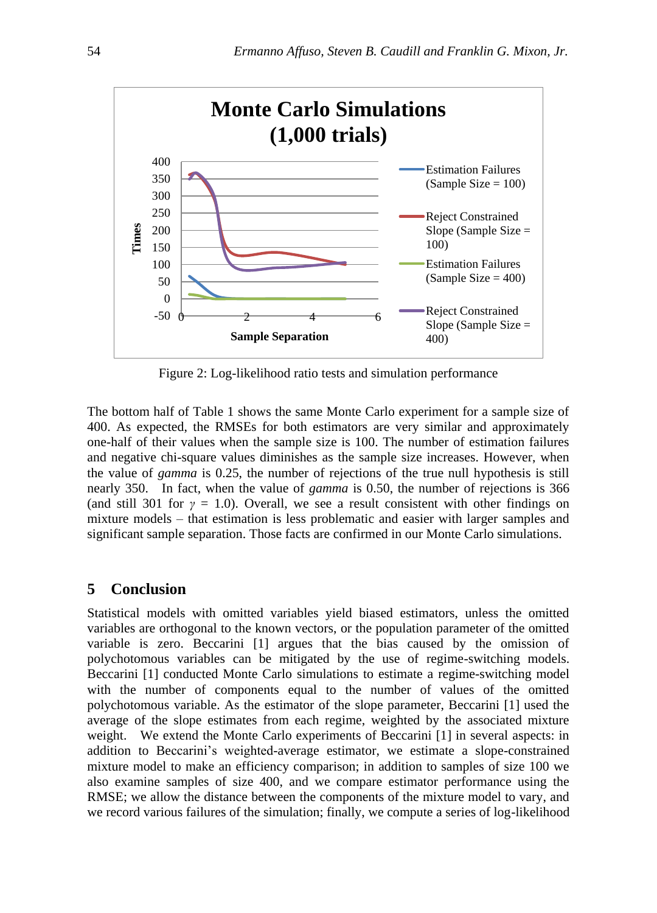Figure 2: Log-likelihood ratio tests and simulation performance

The bottom half of Table 1 shows the same Monte Carlo experiment for a sample size of 400. As expected, the RMSEs for both estimators are very similar and approximately one-half of their values when the sample size is 100. The number of estimation failures and negative chi-square values diminishes as the sample size increases. However, when the value of *gamma* is 0.25, the number of rejections of the true null hypothesis is still nearly 350. In fact, when the value of *gamma* is 0.50, the number of rejections is 366 (and still 301 for $\gamma = 1.0$). Overall, we see a result consistent with other findings on mixture models – that estimation is less problematic and easier with larger samples and significant sample separation. Those facts are confirmed in our Monte Carlo simulations.

## 5 Conclusion

Statistical models with omitted variables yield biased estimators, unless the omitted variables are orthogonal to the known vectors, or the population parameter of the omitted variable is zero. Beccarini [1] argues that the bias caused by the omission of polychotomous variables can be mitigated by the use of regime-switching models. Beccarini [1] conducted Monte Carlo simulations to estimate a regime-switching model with the number of components equal to the number of values of the omitted polychotomous variable. As the estimator of the slope parameter, Beccarini [1] used the average of the slope estimates from each regime, weighted by the associated mixture weight. We extend the Monte Carlo experiments of Beccarini [1] in several aspects: in addition to Beccarini's weighted-average estimator, we estimate a slope-constrained mixture model to make an efficiency comparison; in addition to samples of size 100 we also examine samples of size 400, and we compare estimator performance using the RMSE; we allow the distance between the components of the mixture model to vary, and we record various failures of the simulation; finally, we compute a series of log-likelihood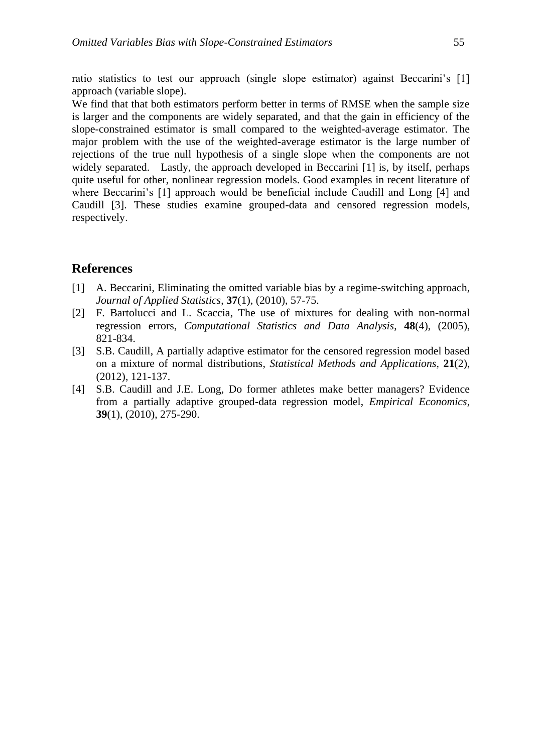ratio statistics to test our approach (single slope estimator) against Beccarini's [1] approach (variable slope).

We find that that both estimators perform better in terms of RMSE when the sample size is larger and the components are widely separated, and that the gain in efficiency of the slope-constrained estimator is small compared to the weighted-average estimator. The major problem with the use of the weighted-average estimator is the large number of rejections of the true null hypothesis of a single slope when the components are not widely separated. Lastly, the approach developed in Beccarini [1] is, by itself, perhaps quite useful for other, nonlinear regression models. Good examples in recent literature of where Beccarini's [1] approach would be beneficial include Caudill and Long [4] and Caudill [3]. These studies examine grouped-data and censored regression models, respectively.

## References

[1] A. Beccarini, Eliminating the omitted variable bias by a regime-switching approach, *Journal of Applied Statistics*, **37**(1), (2010), 57-75.

[2] F. Bartolucci and L. Scaccia, The use of mixtures for dealing with non-normal regression errors, *Computational Statistics and Data Analysis*, **48**(4), (2005), 821-834.

[3] S.B. Caudill, A partially adaptive estimator for the censored regression model based on a mixture of normal distributions, *Statistical Methods and Applications*, **21**(2), (2012), 121-137.

[4] S.B. Caudill and J.E. Long, Do former athletes make better managers? Evidence from a partially adaptive grouped-data regression model, *Empirical Economics*, **39**(1), (2010), 275-290.